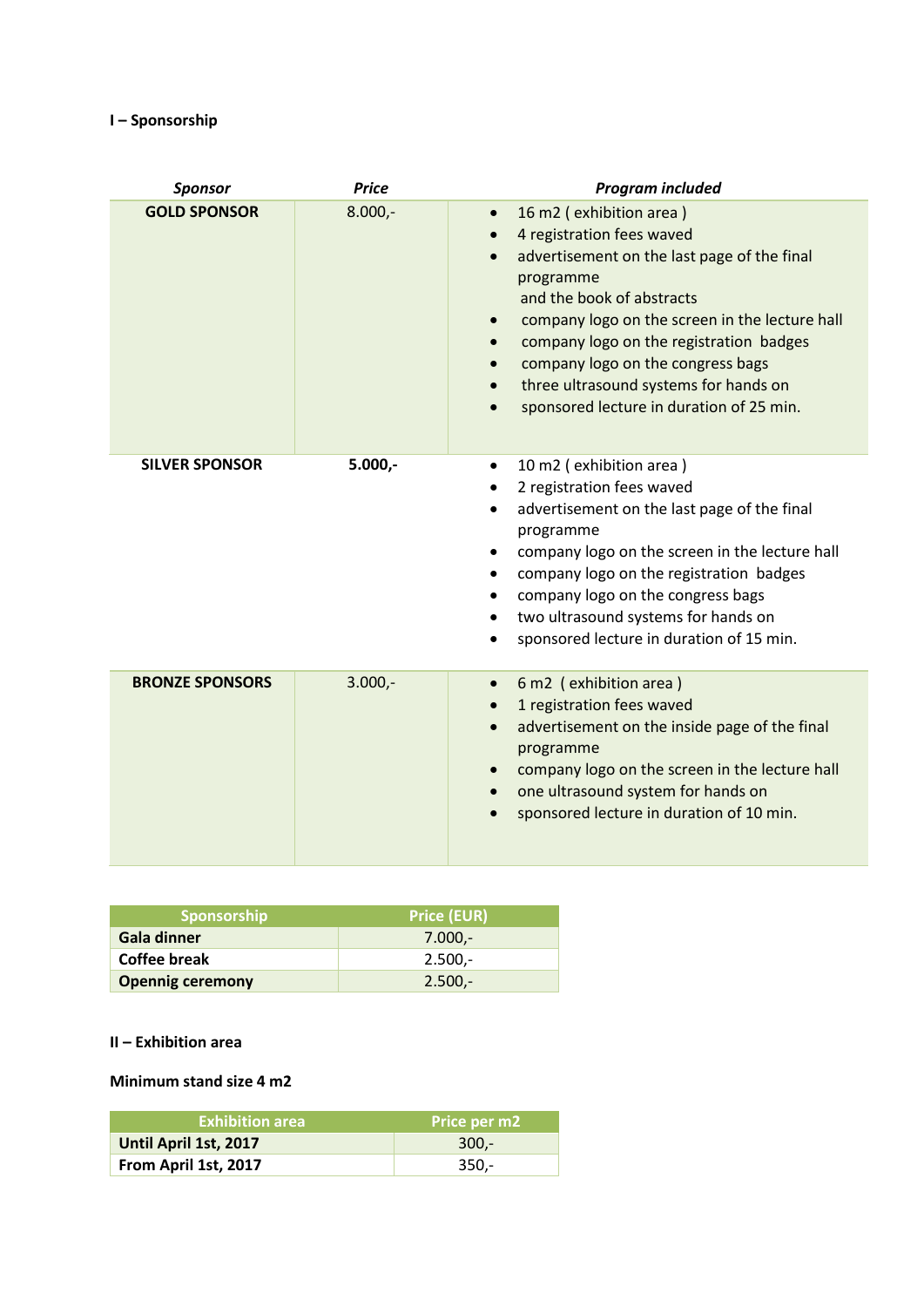**I – Sponsorship**

| *Sponsor* | *Price* | *Program included* |
|---|---|---|
| **GOLD SPONSOR** | 8.000,- | • 16 m2 ( exhibition area )<br>• 4 registration fees waved<br>• advertisement on the last page of the final programme and the book of abstracts<br>• company logo on the screen in the lecture hall<br>• company logo on the registration badges<br>• company logo on the congress bags<br>• three ultrasound systems for hands on<br>• sponsored lecture in duration of 25 min. |
| **SILVER SPONSOR** | **5.000,-** | • 10 m2 ( exhibition area )<br>• 2 registration fees waved<br>• advertisement on the last page of the final programme<br>• company logo on the screen in the lecture hall<br>• company logo on the registration badges<br>• company logo on the congress bags<br>• two ultrasound systems for hands on<br>• sponsored lecture in duration of 15 min. |
| **BRONZE SPONSORS** | 3.000,- | • 6 m2 ( exhibition area )<br>• 1 registration fees waved<br>• advertisement on the inside page of the final programme<br>• company logo on the screen in the lecture hall<br>• one ultrasound system for hands on<br>• sponsored lecture in duration of 10 min. |

| Sponsorship | Price (EUR) |
|---|---|
| **Gala dinner** | 7.000,- |
| **Coffee break** | 2.500,- |
| **Opennig ceremony** | 2.500,- |

**II – Exhibition area**

**Minimum stand size 4 m2**

| Exhibition area | Price per m2 |
|---|---|
| **Until April 1st, 2017** | 300,- |
| **From April 1st, 2017** | 350,- |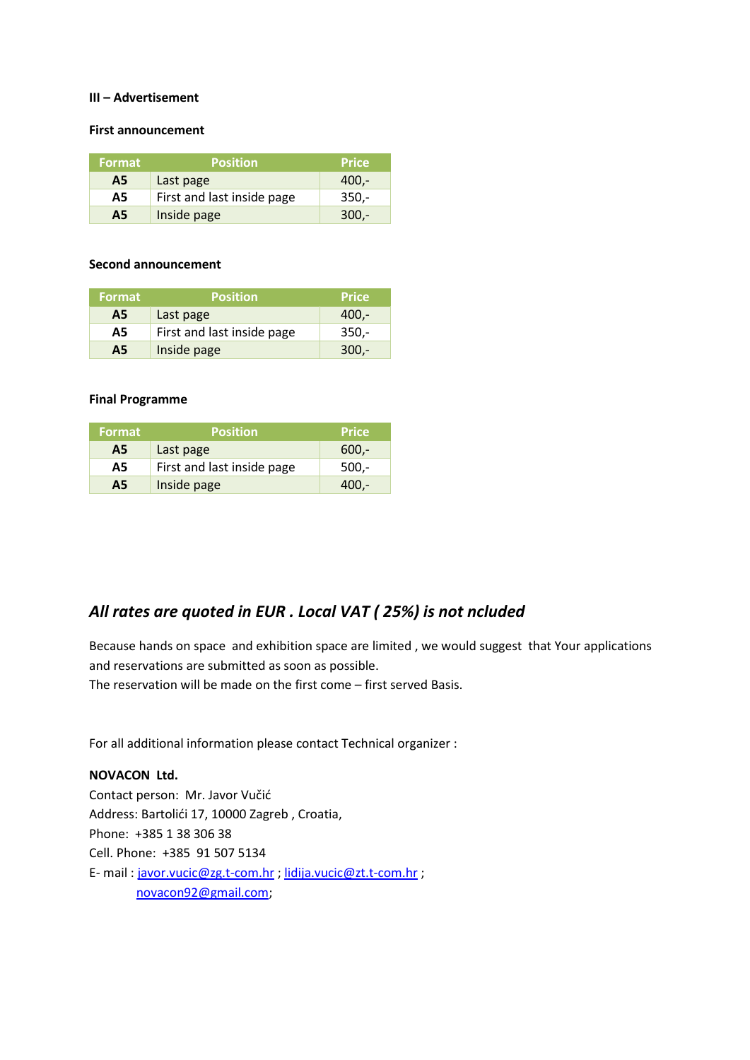**III – Advertisement**

**First announcement**

| Format | Position | Price |
|---|---|---|
| **A5** | Last page | 400,- |
| **A5** | First and last inside page | 350,- |
| **A5** | Inside page | 300,- |

**Second announcement**

| Format | Position | Price |
|---|---|---|
| **A5** | Last page | 400,- |
| **A5** | First and last inside page | 350,- |
| **A5** | Inside page | 300,- |

**Final Programme**

| Format | Position | Price |
|---|---|---|
| **A5** | Last page | 600,- |
| **A5** | First and last inside page | 500,- |
| **A5** | Inside page | 400,- |

***All rates are quoted in EUR . Local VAT ( 25%) is not ncluded***

Because hands on space and exhibition space are limited , we would suggest that Your applications and reservations are submitted as soon as possible.
The reservation will be made on the first come – first served Basis.

For all additional information please contact Technical organizer :

**NOVACON Ltd.**
Contact person: Mr. Javor Vučić
Address: Bartolići 17, 10000 Zagreb , Croatia,
Phone: +385 1 38 306 38
Cell. Phone: +385 91 507 5134
E- mail : javor.vucic@zg.t-com.hr ; lidija.vucic@zt.t-com.hr ;
novacon92@gmail.com;